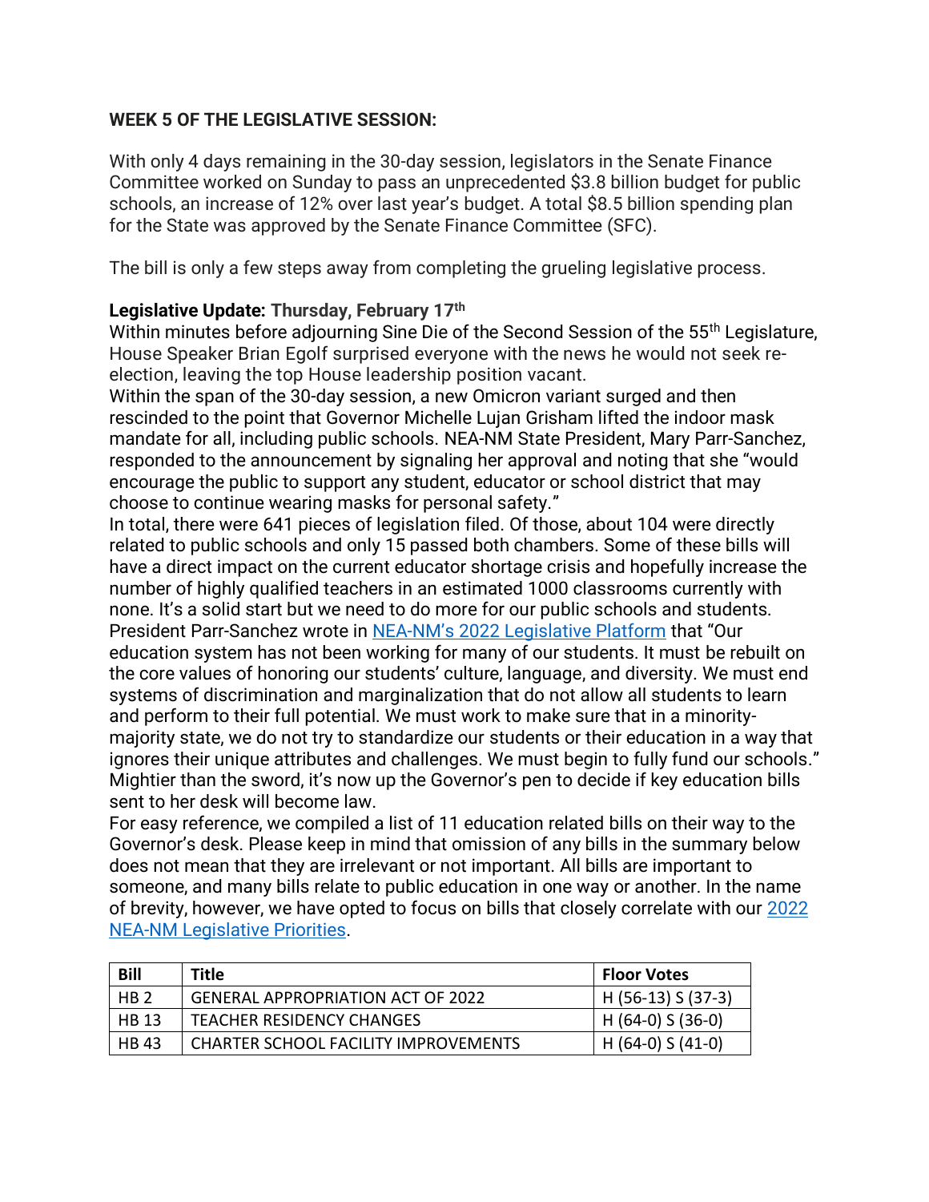**WEEK 5 OF THE LEGISLATIVE SESSION:**

With only 4 days remaining in the 30-day session, legislators in the Senate Finance Committee worked on Sunday to pass an unprecedented $3.8 billion budget for public schools, an increase of 12% over last year's budget. A total $8.5 billion spending plan for the State was approved by the Senate Finance Committee (SFC).

The bill is only a few steps away from completing the grueling legislative process.

**Legislative Update: Thursday, February 17th**

Within minutes before adjourning Sine Die of the Second Session of the 55th Legislature, House Speaker Brian Egolf surprised everyone with the news he would not seek re-election, leaving the top House leadership position vacant.

Within the span of the 30-day session, a new Omicron variant surged and then rescinded to the point that Governor Michelle Lujan Grisham lifted the indoor mask mandate for all, including public schools. NEA-NM State President, Mary Parr-Sanchez, responded to the announcement by signaling her approval and noting that she "would encourage the public to support any student, educator or school district that may choose to continue wearing masks for personal safety."

In total, there were 641 pieces of legislation filed. Of those, about 104 were directly related to public schools and only 15 passed both chambers. Some of these bills will have a direct impact on the current educator shortage crisis and hopefully increase the number of highly qualified teachers in an estimated 1000 classrooms currently with none. It's a solid start but we need to do more for our public schools and students.

President Parr-Sanchez wrote in NEA-NM's 2022 Legislative Platform that "Our education system has not been working for many of our students. It must be rebuilt on the core values of honoring our students' culture, language, and diversity. We must end systems of discrimination and marginalization that do not allow all students to learn and perform to their full potential. We must work to make sure that in a minority-majority state, we do not try to standardize our students or their education in a way that ignores their unique attributes and challenges. We must begin to fully fund our schools."

Mightier than the sword, it's now up the Governor's pen to decide if key education bills sent to her desk will become law.

For easy reference, we compiled a list of 11 education related bills on their way to the Governor's desk. Please keep in mind that omission of any bills in the summary below does not mean that they are irrelevant or not important. All bills are important to someone, and many bills relate to public education in one way or another. In the name of brevity, however, we have opted to focus on bills that closely correlate with our 2022 NEA-NM Legislative Priorities.

| Bill | Title | Floor Votes |
|---|---|---|
| HB 2 | GENERAL APPROPRIATION ACT OF 2022 | H (56-13) S (37-3) |
| HB 13 | TEACHER RESIDENCY CHANGES | H (64-0) S (36-0) |
| HB 43 | CHARTER SCHOOL FACILITY IMPROVEMENTS | H (64-0) S (41-0) |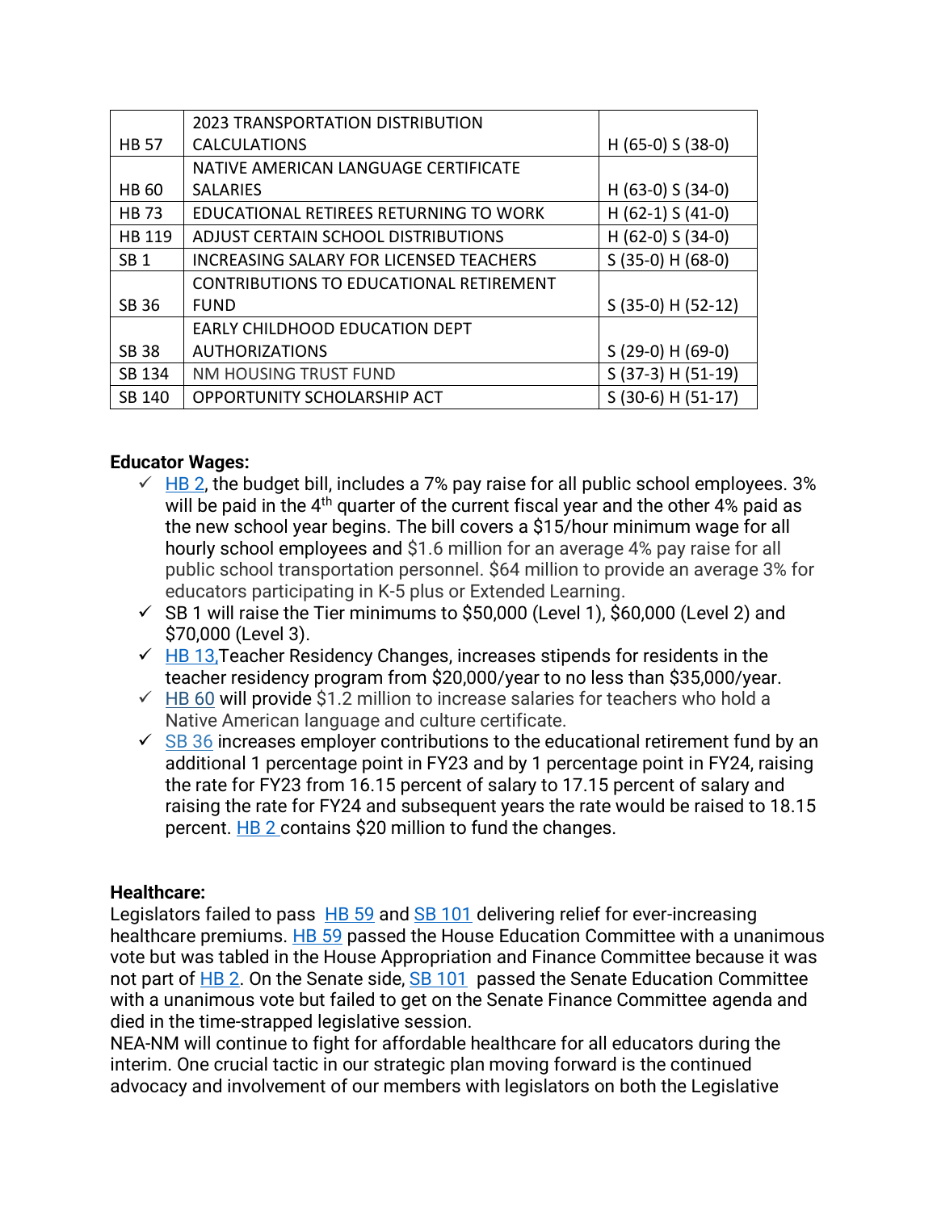| | | |
|---|---|---|
| HB 57 | 2023 TRANSPORTATION DISTRIBUTION CALCULATIONS | H (65-0) S (38-0) |
| HB 60 | NATIVE AMERICAN LANGUAGE CERTIFICATE SALARIES | H (63-0) S (34-0) |
| HB 73 | EDUCATIONAL RETIREES RETURNING TO WORK | H (62-1) S (41-0) |
| HB 119 | ADJUST CERTAIN SCHOOL DISTRIBUTIONS | H (62-0) S (34-0) |
| SB 1 | INCREASING SALARY FOR LICENSED TEACHERS | S (35-0) H (68-0) |
| SB 36 | CONTRIBUTIONS TO EDUCATIONAL RETIREMENT FUND | S (35-0) H (52-12) |
| SB 38 | EARLY CHILDHOOD EDUCATION DEPT AUTHORIZATIONS | S (29-0) H (69-0) |
| SB 134 | NM HOUSING TRUST FUND | S (37-3) H (51-19) |
| SB 140 | OPPORTUNITY SCHOLARSHIP ACT | S (30-6) H (51-17) |

**Educator Wages:**

- ✓ HB 2, the budget bill, includes a 7% pay raise for all public school employees. 3% will be paid in the 4th quarter of the current fiscal year and the other 4% paid as the new school year begins. The bill covers a $15/hour minimum wage for all hourly school employees and $1.6 million for an average 4% pay raise for all public school transportation personnel. $64 million to provide an average 3% for educators participating in K-5 plus or Extended Learning.
- ✓ SB 1 will raise the Tier minimums to $50,000 (Level 1), $60,000 (Level 2) and $70,000 (Level 3).
- ✓ HB 13, Teacher Residency Changes, increases stipends for residents in the teacher residency program from $20,000/year to no less than $35,000/year.
- ✓ HB 60 will provide $1.2 million to increase salaries for teachers who hold a Native American language and culture certificate.
- ✓ SB 36 increases employer contributions to the educational retirement fund by an additional 1 percentage point in FY23 and by 1 percentage point in FY24, raising the rate for FY23 from 16.15 percent of salary to 17.15 percent of salary and raising the rate for FY24 and subsequent years the rate would be raised to 18.15 percent. HB 2 contains $20 million to fund the changes.

**Healthcare:**

Legislators failed to pass HB 59 and SB 101 delivering relief for ever-increasing healthcare premiums. HB 59 passed the House Education Committee with a unanimous vote but was tabled in the House Appropriation and Finance Committee because it was not part of HB 2. On the Senate side, SB 101 passed the Senate Education Committee with a unanimous vote but failed to get on the Senate Finance Committee agenda and died in the time-strapped legislative session.

NEA-NM will continue to fight for affordable healthcare for all educators during the interim. One crucial tactic in our strategic plan moving forward is the continued advocacy and involvement of our members with legislators on both the Legislative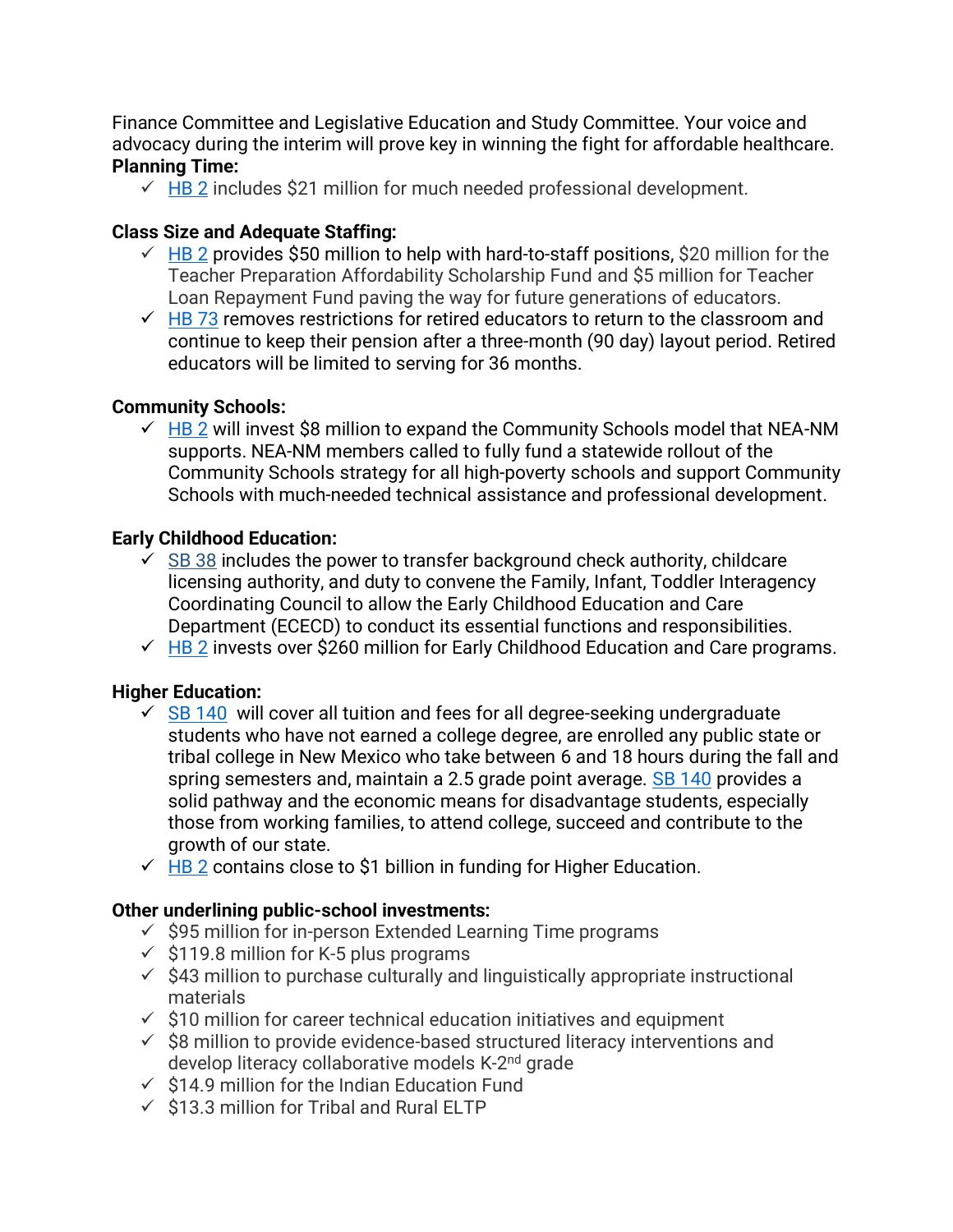Finance Committee and Legislative Education and Study Committee. Your voice and advocacy during the interim will prove key in winning the fight for affordable healthcare.

**Planning Time:**

- ✓ HB 2 includes $21 million for much needed professional development.

**Class Size and Adequate Staffing:**

- ✓ HB 2 provides $50 million to help with hard-to-staff positions, $20 million for the Teacher Preparation Affordability Scholarship Fund and $5 million for Teacher Loan Repayment Fund paving the way for future generations of educators.
- ✓ HB 73 removes restrictions for retired educators to return to the classroom and continue to keep their pension after a three-month (90 day) layout period. Retired educators will be limited to serving for 36 months.

**Community Schools:**

- ✓ HB 2 will invest $8 million to expand the Community Schools model that NEA-NM supports. NEA-NM members called to fully fund a statewide rollout of the Community Schools strategy for all high-poverty schools and support Community Schools with much-needed technical assistance and professional development.

**Early Childhood Education:**

- ✓ SB 38 includes the power to transfer background check authority, childcare licensing authority, and duty to convene the Family, Infant, Toddler Interagency Coordinating Council to allow the Early Childhood Education and Care Department (ECECD) to conduct its essential functions and responsibilities.
- ✓ HB 2 invests over $260 million for Early Childhood Education and Care programs.

**Higher Education:**

- ✓ SB 140 will cover all tuition and fees for all degree-seeking undergraduate students who have not earned a college degree, are enrolled any public state or tribal college in New Mexico who take between 6 and 18 hours during the fall and spring semesters and, maintain a 2.5 grade point average. SB 140 provides a solid pathway and the economic means for disadvantage students, especially those from working families, to attend college, succeed and contribute to the growth of our state.
- ✓ HB 2 contains close to $1 billion in funding for Higher Education.

**Other underlining public-school investments:**

- ✓ $95 million for in-person Extended Learning Time programs
- ✓ $119.8 million for K-5 plus programs
- ✓ $43 million to purchase culturally and linguistically appropriate instructional materials
- ✓ $10 million for career technical education initiatives and equipment
- ✓ $8 million to provide evidence-based structured literacy interventions and develop literacy collaborative models K-2nd grade
- ✓ $14.9 million for the Indian Education Fund
- ✓ $13.3 million for Tribal and Rural ELTP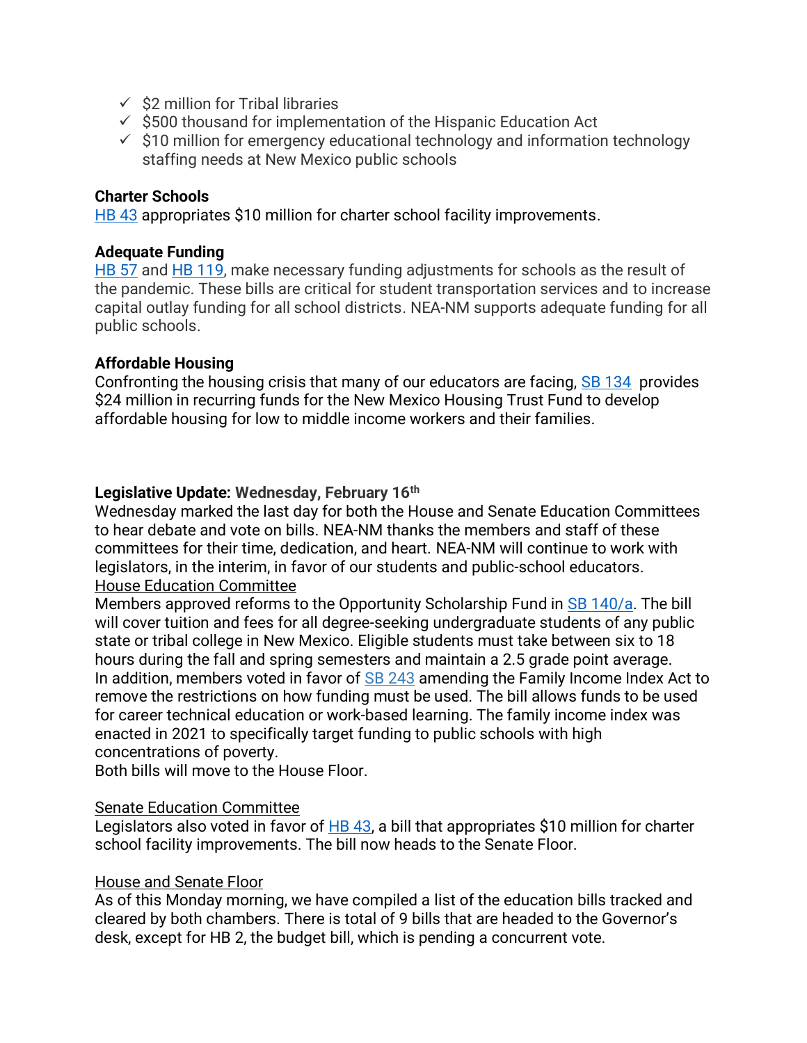- ✓ $2 million for Tribal libraries
- ✓ $500 thousand for implementation of the Hispanic Education Act
- ✓ $10 million for emergency educational technology and information technology staffing needs at New Mexico public schools

**Charter Schools**
HB 43 appropriates $10 million for charter school facility improvements.

**Adequate Funding**
HB 57 and HB 119, make necessary funding adjustments for schools as the result of the pandemic. These bills are critical for student transportation services and to increase capital outlay funding for all school districts. NEA-NM supports adequate funding for all public schools.

**Affordable Housing**
Confronting the housing crisis that many of our educators are facing, SB 134 provides $24 million in recurring funds for the New Mexico Housing Trust Fund to develop affordable housing for low to middle income workers and their families.

**Legislative Update: Wednesday, February 16th**
Wednesday marked the last day for both the House and Senate Education Committees to hear debate and vote on bills. NEA-NM thanks the members and staff of these committees for their time, dedication, and heart. NEA-NM will continue to work with legislators, in the interim, in favor of our students and public-school educators.

House Education Committee
Members approved reforms to the Opportunity Scholarship Fund in SB 140/a. The bill will cover tuition and fees for all degree-seeking undergraduate students of any public state or tribal college in New Mexico. Eligible students must take between six to 18 hours during the fall and spring semesters and maintain a 2.5 grade point average.
In addition, members voted in favor of SB 243 amending the Family Income Index Act to remove the restrictions on how funding must be used. The bill allows funds to be used for career technical education or work-based learning. The family income index was enacted in 2021 to specifically target funding to public schools with high concentrations of poverty.
Both bills will move to the House Floor.

Senate Education Committee
Legislators also voted in favor of HB 43, a bill that appropriates $10 million for charter school facility improvements. The bill now heads to the Senate Floor.

House and Senate Floor
As of this Monday morning, we have compiled a list of the education bills tracked and cleared by both chambers. There is total of 9 bills that are headed to the Governor's desk, except for HB 2, the budget bill, which is pending a concurrent vote.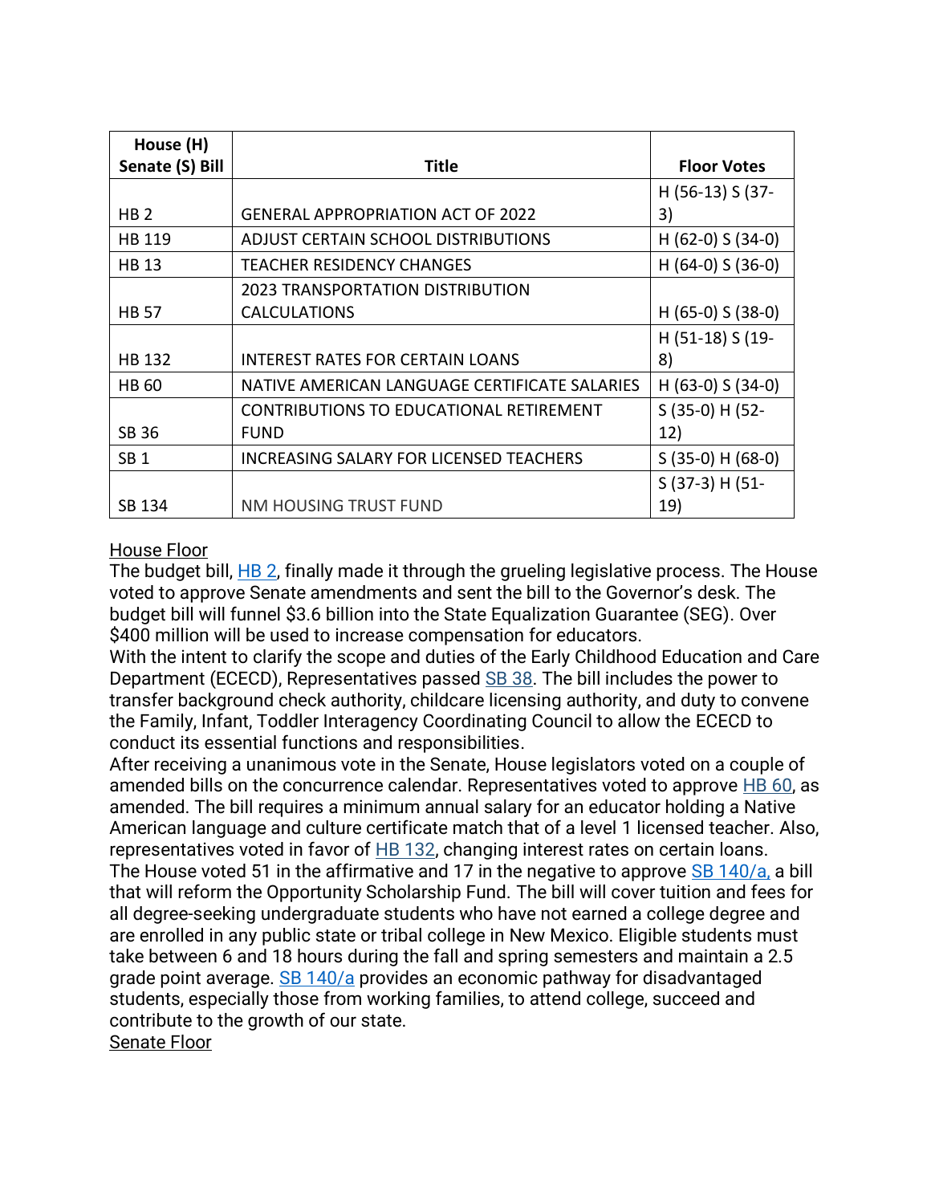| House (H) Senate (S) Bill | Title | Floor Votes |
|---|---|---|
| HB 2 | GENERAL APPROPRIATION ACT OF 2022 | H (56-13) S (37-3) |
| HB 119 | ADJUST CERTAIN SCHOOL DISTRIBUTIONS | H (62-0) S (34-0) |
| HB 13 | TEACHER RESIDENCY CHANGES | H (64-0) S (36-0) |
| HB 57 | 2023 TRANSPORTATION DISTRIBUTION CALCULATIONS | H (65-0) S (38-0) |
| HB 132 | INTEREST RATES FOR CERTAIN LOANS | H (51-18) S (19-8) |
| HB 60 | NATIVE AMERICAN LANGUAGE CERTIFICATE SALARIES | H (63-0) S (34-0) |
| SB 36 | CONTRIBUTIONS TO EDUCATIONAL RETIREMENT FUND | S (35-0) H (52-12) |
| SB 1 | INCREASING SALARY FOR LICENSED TEACHERS | S (35-0) H (68-0) |
| SB 134 | NM HOUSING TRUST FUND | S (37-3) H (51-19) |

House Floor

The budget bill, HB 2, finally made it through the grueling legislative process. The House voted to approve Senate amendments and sent the bill to the Governor's desk. The budget bill will funnel $3.6 billion into the State Equalization Guarantee (SEG). Over $400 million will be used to increase compensation for educators.

With the intent to clarify the scope and duties of the Early Childhood Education and Care Department (ECECD), Representatives passed SB 38. The bill includes the power to transfer background check authority, childcare licensing authority, and duty to convene the Family, Infant, Toddler Interagency Coordinating Council to allow the ECECD to conduct its essential functions and responsibilities.

After receiving a unanimous vote in the Senate, House legislators voted on a couple of amended bills on the concurrence calendar. Representatives voted to approve HB 60, as amended. The bill requires a minimum annual salary for an educator holding a Native American language and culture certificate match that of a level 1 licensed teacher. Also, representatives voted in favor of HB 132, changing interest rates on certain loans.

The House voted 51 in the affirmative and 17 in the negative to approve SB 140/a, a bill that will reform the Opportunity Scholarship Fund. The bill will cover tuition and fees for all degree-seeking undergraduate students who have not earned a college degree and are enrolled in any public state or tribal college in New Mexico. Eligible students must take between 6 and 18 hours during the fall and spring semesters and maintain a 2.5 grade point average. SB 140/a provides an economic pathway for disadvantaged students, especially those from working families, to attend college, succeed and contribute to the growth of our state.

Senate Floor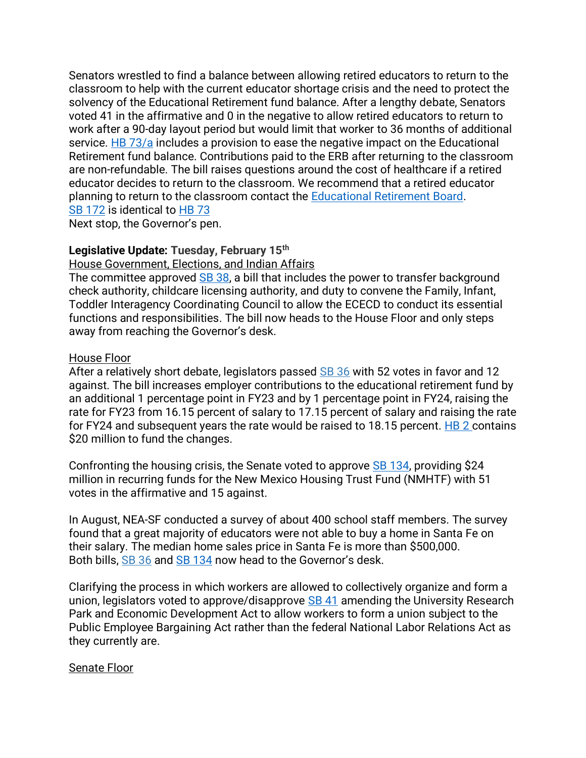Senators wrestled to find a balance between allowing retired educators to return to the classroom to help with the current educator shortage crisis and the need to protect the solvency of the Educational Retirement fund balance. After a lengthy debate, Senators voted 41 in the affirmative and 0 in the negative to allow retired educators to return to work after a 90-day layout period but would limit that worker to 36 months of additional service. HB 73/a includes a provision to ease the negative impact on the Educational Retirement fund balance. Contributions paid to the ERB after returning to the classroom are non-refundable. The bill raises questions around the cost of healthcare if a retired educator decides to return to the classroom. We recommend that a retired educator planning to return to the classroom contact the Educational Retirement Board.
SB 172 is identical to HB 73
Next stop, the Governor's pen.

**Legislative Update: Tuesday, February 15th**

House Government, Elections, and Indian Affairs
The committee approved SB 38, a bill that includes the power to transfer background check authority, childcare licensing authority, and duty to convene the Family, Infant, Toddler Interagency Coordinating Council to allow the ECECD to conduct its essential functions and responsibilities. The bill now heads to the House Floor and only steps away from reaching the Governor's desk.

House Floor
After a relatively short debate, legislators passed SB 36 with 52 votes in favor and 12 against. The bill increases employer contributions to the educational retirement fund by an additional 1 percentage point in FY23 and by 1 percentage point in FY24, raising the rate for FY23 from 16.15 percent of salary to 17.15 percent of salary and raising the rate for FY24 and subsequent years the rate would be raised to 18.15 percent. HB 2 contains $20 million to fund the changes.

Confronting the housing crisis, the Senate voted to approve SB 134, providing $24 million in recurring funds for the New Mexico Housing Trust Fund (NMHTF) with 51 votes in the affirmative and 15 against.

In August, NEA-SF conducted a survey of about 400 school staff members. The survey found that a great majority of educators were not able to buy a home in Santa Fe on their salary. The median home sales price in Santa Fe is more than $500,000.
Both bills, SB 36 and SB 134 now head to the Governor's desk.

Clarifying the process in which workers are allowed to collectively organize and form a union, legislators voted to approve/disapprove SB 41 amending the University Research Park and Economic Development Act to allow workers to form a union subject to the Public Employee Bargaining Act rather than the federal National Labor Relations Act as they currently are.

Senate Floor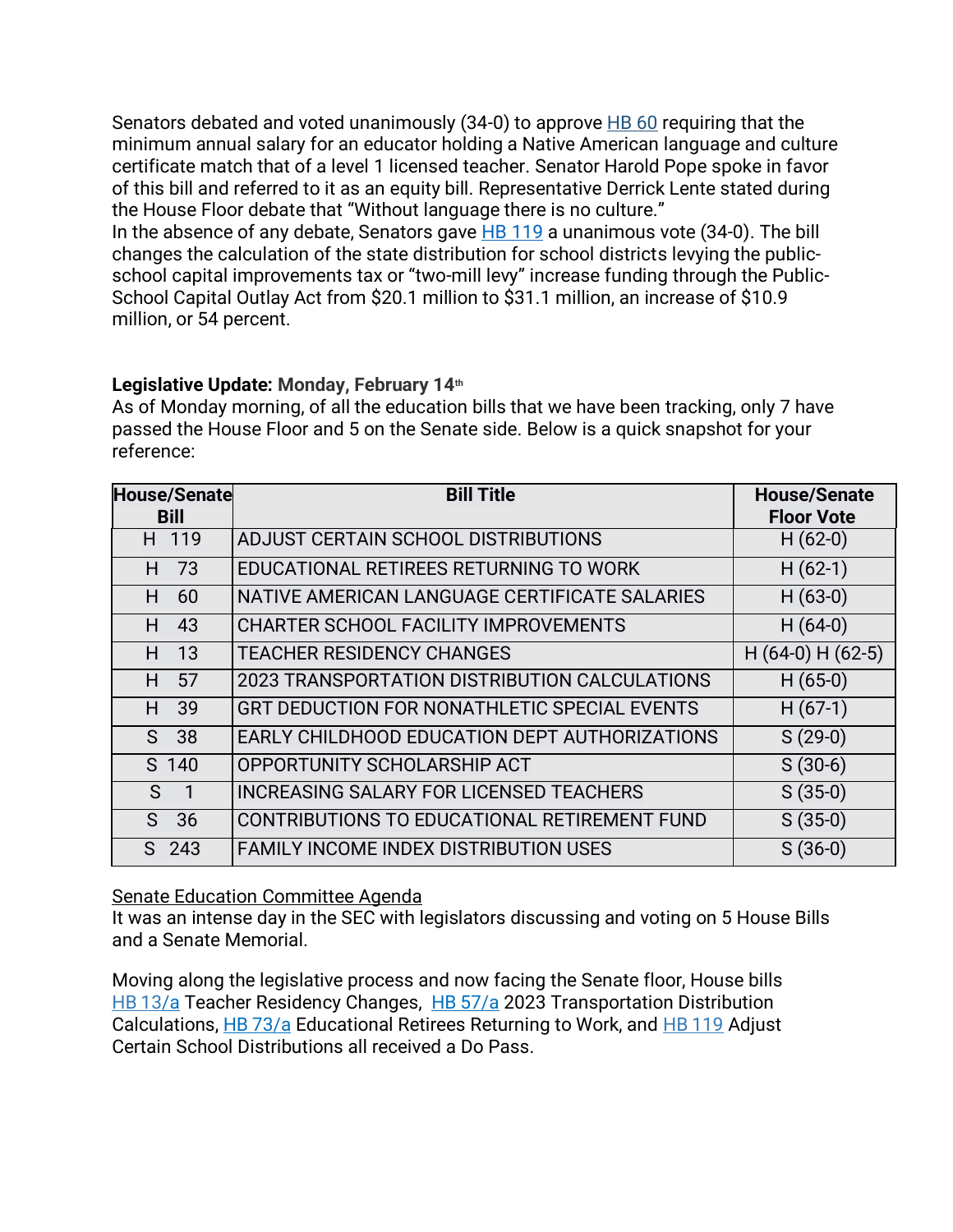Senators debated and voted unanimously (34-0) to approve [HB 60](#) requiring that the minimum annual salary for an educator holding a Native American language and culture certificate match that of a level 1 licensed teacher. Senator Harold Pope spoke in favor of this bill and referred to it as an equity bill. Representative Derrick Lente stated during the House Floor debate that "Without language there is no culture."
In the absence of any debate, Senators gave [HB 119](#) a unanimous vote (34-0). The bill changes the calculation of the state distribution for school districts levying the public-school capital improvements tax or "two-mill levy" increase funding through the Public-School Capital Outlay Act from \$20.1 million to \$31.1 million, an increase of \$10.9 million, or 54 percent.

**Legislative Update: Monday, February 14th**
As of Monday morning, of all the education bills that we have been tracking, only 7 have passed the House Floor and 5 on the Senate side. Below is a quick snapshot for your reference:

| House/Senate Bill | Bill Title | House/Senate Floor Vote |
|---|---|---|
| H 119 | ADJUST CERTAIN SCHOOL DISTRIBUTIONS | H (62-0) |
| H 73 | EDUCATIONAL RETIREES RETURNING TO WORK | H (62-1) |
| H 60 | NATIVE AMERICAN LANGUAGE CERTIFICATE SALARIES | H (63-0) |
| H 43 | CHARTER SCHOOL FACILITY IMPROVEMENTS | H (64-0) |
| H 13 | TEACHER RESIDENCY CHANGES | H (64-0) H (62-5) |
| H 57 | 2023 TRANSPORTATION DISTRIBUTION CALCULATIONS | H (65-0) |
| H 39 | GRT DEDUCTION FOR NONATHLETIC SPECIAL EVENTS | H (67-1) |
| S 38 | EARLY CHILDHOOD EDUCATION DEPT AUTHORIZATIONS | S (29-0) |
| S 140 | OPPORTUNITY SCHOLARSHIP ACT | S (30-6) |
| S 1 | INCREASING SALARY FOR LICENSED TEACHERS | S (35-0) |
| S 36 | CONTRIBUTIONS TO EDUCATIONAL RETIREMENT FUND | S (35-0) |
| S 243 | FAMILY INCOME INDEX DISTRIBUTION USES | S (36-0) |

Senate Education Committee Agenda
It was an intense day in the SEC with legislators discussing and voting on 5 House Bills and a Senate Memorial.

Moving along the legislative process and now facing the Senate floor, House bills [HB 13/a](#) Teacher Residency Changes, [HB 57/a](#) 2023 Transportation Distribution Calculations, [HB 73/a](#) Educational Retirees Returning to Work, and [HB 119](#) Adjust Certain School Distributions all received a Do Pass.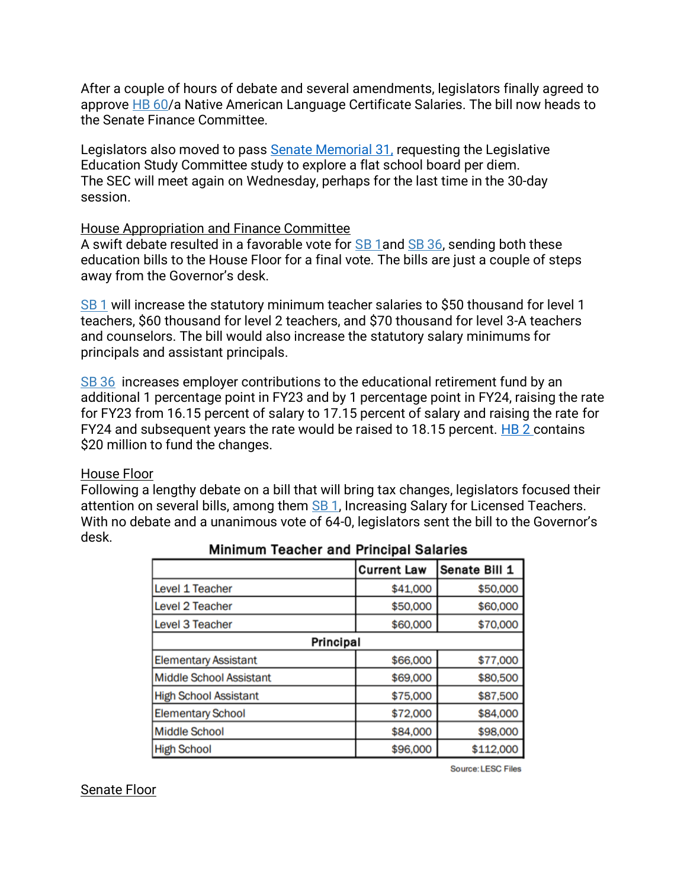After a couple of hours of debate and several amendments, legislators finally agreed to approve HB 60/a Native American Language Certificate Salaries. The bill now heads to the Senate Finance Committee.

Legislators also moved to pass Senate Memorial 31, requesting the Legislative Education Study Committee study to explore a flat school board per diem.
The SEC will meet again on Wednesday, perhaps for the last time in the 30-day session.

House Appropriation and Finance Committee
A swift debate resulted in a favorable vote for SB 1and SB 36, sending both these education bills to the House Floor for a final vote. The bills are just a couple of steps away from the Governor's desk.

SB 1 will increase the statutory minimum teacher salaries to $50 thousand for level 1 teachers, $60 thousand for level 2 teachers, and $70 thousand for level 3-A teachers and counselors. The bill would also increase the statutory salary minimums for principals and assistant principals.

SB 36 increases employer contributions to the educational retirement fund by an additional 1 percentage point in FY23 and by 1 percentage point in FY24, raising the rate for FY23 from 16.15 percent of salary to 17.15 percent of salary and raising the rate for FY24 and subsequent years the rate would be raised to 18.15 percent. HB 2 contains $20 million to fund the changes.

House Floor
Following a lengthy debate on a bill that will bring tax changes, legislators focused their attention on several bills, among them SB 1, Increasing Salary for Licensed Teachers. With no debate and a unanimous vote of 64-0, legislators sent the bill to the Governor's desk.

**Minimum Teacher and Principal Salaries**

| | Current Law | Senate Bill 1 |
|---|---|---|
| Level 1 Teacher | $41,000 | $50,000 |
| Level 2 Teacher | $50,000 | $60,000 |
| Level 3 Teacher | $60,000 | $70,000 |
| **Principal** | | |
| Elementary Assistant | $66,000 | $77,000 |
| Middle School Assistant | $69,000 | $80,500 |
| High School Assistant | $75,000 | $87,500 |
| Elementary School | $72,000 | $84,000 |
| Middle School | $84,000 | $98,000 |
| High School | $96,000 | $112,000 |

Source: LESC Files

Senate Floor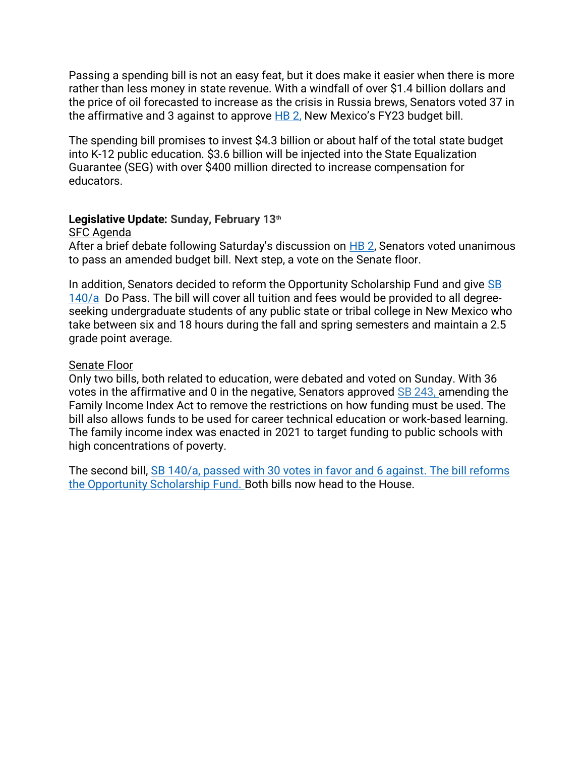Passing a spending bill is not an easy feat, but it does make it easier when there is more rather than less money in state revenue. With a windfall of over $1.4 billion dollars and the price of oil forecasted to increase as the crisis in Russia brews, Senators voted 37 in the affirmative and 3 against to approve HB 2, New Mexico's FY23 budget bill.

The spending bill promises to invest $4.3 billion or about half of the total state budget into K-12 public education. $3.6 billion will be injected into the State Equalization Guarantee (SEG) with over $400 million directed to increase compensation for educators.

**Legislative Update: Sunday, February 13th**

SFC Agenda

After a brief debate following Saturday's discussion on HB 2, Senators voted unanimous to pass an amended budget bill. Next step, a vote on the Senate floor.

In addition, Senators decided to reform the Opportunity Scholarship Fund and give SB 140/a Do Pass. The bill will cover all tuition and fees would be provided to all degree-seeking undergraduate students of any public state or tribal college in New Mexico who take between six and 18 hours during the fall and spring semesters and maintain a 2.5 grade point average.

Senate Floor

Only two bills, both related to education, were debated and voted on Sunday. With 36 votes in the affirmative and 0 in the negative, Senators approved SB 243, amending the Family Income Index Act to remove the restrictions on how funding must be used. The bill also allows funds to be used for career technical education or work-based learning. The family income index was enacted in 2021 to target funding to public schools with high concentrations of poverty.

The second bill, SB 140/a, passed with 30 votes in favor and 6 against. The bill reforms the Opportunity Scholarship Fund. Both bills now head to the House.